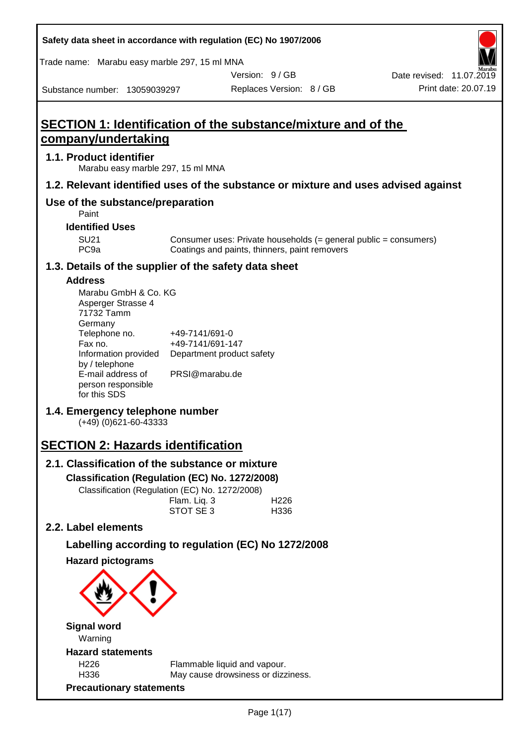# SECTION 1: Identification of the substance/mixture and of the company/undertaking

## 1.1. Product identifier

Marabu easy marble 297, 15 ml MNA

## 1.2. Relevant identified uses of the substance or mixture and uses advised against

## Use of the substance/preparation

Paint

### Identified Uses

| | |
|---|---|
| SU21 | Consumer uses: Private households (= general public = consumers) |
| PC9a | Coatings and paints, thinners, paint removers |

## 1.3. Details of the supplier of the safety data sheet

### Address

Marabu GmbH & Co. KG
Asperger Strasse 4
71732 Tamm
Germany

| | |
|---|---|
| Telephone no. | +49-7141/691-0 |
| Fax no. | +49-7141/691-147 |
| Information provided by / telephone | Department product safety |
| E-mail address of person responsible for this SDS | PRSI@marabu.de |

## 1.4. Emergency telephone number

(+49) (0)621-60-43333

# SECTION 2: Hazards identification

## 2.1. Classification of the substance or mixture

### Classification (Regulation (EC) No. 1272/2008)

Classification (Regulation (EC) No. 1272/2008)

| | |
|---|---|
| Flam. Liq. 3 | H226 |
| STOT SE 3 | H336 |

## 2.2. Label elements

### Labelling according to regulation (EC) No 1272/2008

### Hazard pictograms

### Signal word

Warning

### Hazard statements

| | |
|---|---|
| H226 | Flammable liquid and vapour. |
| H336 | May cause drowsiness or dizziness. |

### Precautionary statements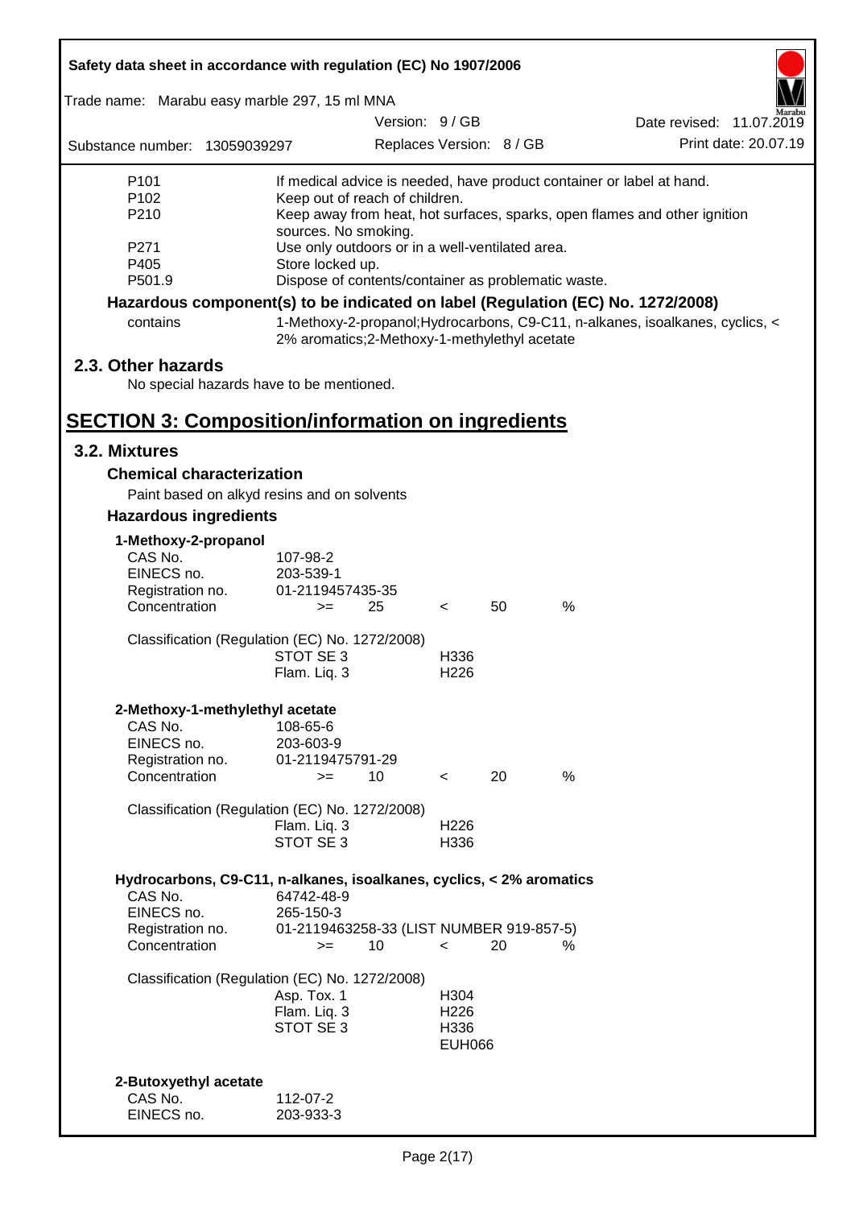| | |
|---|---|
| P101 | If medical advice is needed, have product container or label at hand. |
| P102 | Keep out of reach of children. |
| P210 | Keep away from heat, hot surfaces, sparks, open flames and other ignition sources. No smoking. |
| P271 | Use only outdoors or in a well-ventilated area. |
| P405 | Store locked up. |
| P501.9 | Dispose of contents/container as problematic waste. |

**Hazardous component(s) to be indicated on label (Regulation (EC) No. 1272/2008)**

| | |
|---|---|
| contains | 1-Methoxy-2-propanol;Hydrocarbons, C9-C11, n-alkanes, isoalkanes, cyclics, < 2% aromatics;2-Methoxy-1-methylethyl acetate |

## 2.3. Other hazards

No special hazards have to be mentioned.

# SECTION 3: Composition/information on ingredients

## 3.2. Mixtures

### Chemical characterization

Paint based on alkyd resins and on solvents

### Hazardous ingredients

**1-Methoxy-2-propanol**

| | | | | | |
|---|---|---|---|---|---|
| CAS No. | 107-98-2 | | | | |
| EINECS no. | 203-539-1 | | | | |
| Registration no. | 01-2119457435-35 | | | | |
| Concentration | >= | 25 | < | 50 | % |

Classification (Regulation (EC) No. 1272/2008)

| | |
|---|---|
| STOT SE 3 | H336 |
| Flam. Liq. 3 | H226 |

**2-Methoxy-1-methylethyl acetate**

| | | | | | |
|---|---|---|---|---|---|
| CAS No. | 108-65-6 | | | | |
| EINECS no. | 203-603-9 | | | | |
| Registration no. | 01-2119475791-29 | | | | |
| Concentration | >= | 10 | < | 20 | % |

Classification (Regulation (EC) No. 1272/2008)

| | |
|---|---|
| Flam. Liq. 3 | H226 |
| STOT SE 3 | H336 |

**Hydrocarbons, C9-C11, n-alkanes, isoalkanes, cyclics, < 2% aromatics**

| | | | | | |
|---|---|---|---|---|---|
| CAS No. | 64742-48-9 | | | | |
| EINECS no. | 265-150-3 | | | | |
| Registration no. | 01-2119463258-33 (LIST NUMBER 919-857-5) | | | | |
| Concentration | >= | 10 | < | 20 | % |

Classification (Regulation (EC) No. 1272/2008)

| | |
|---|---|
| Asp. Tox. 1 | H304 |
| Flam. Liq. 3 | H226 |
| STOT SE 3 | H336 |
| | EUH066 |

**2-Butoxyethyl acetate**

| | |
|---|---|
| CAS No. | 112-07-2 |
| EINECS no. | 203-933-3 |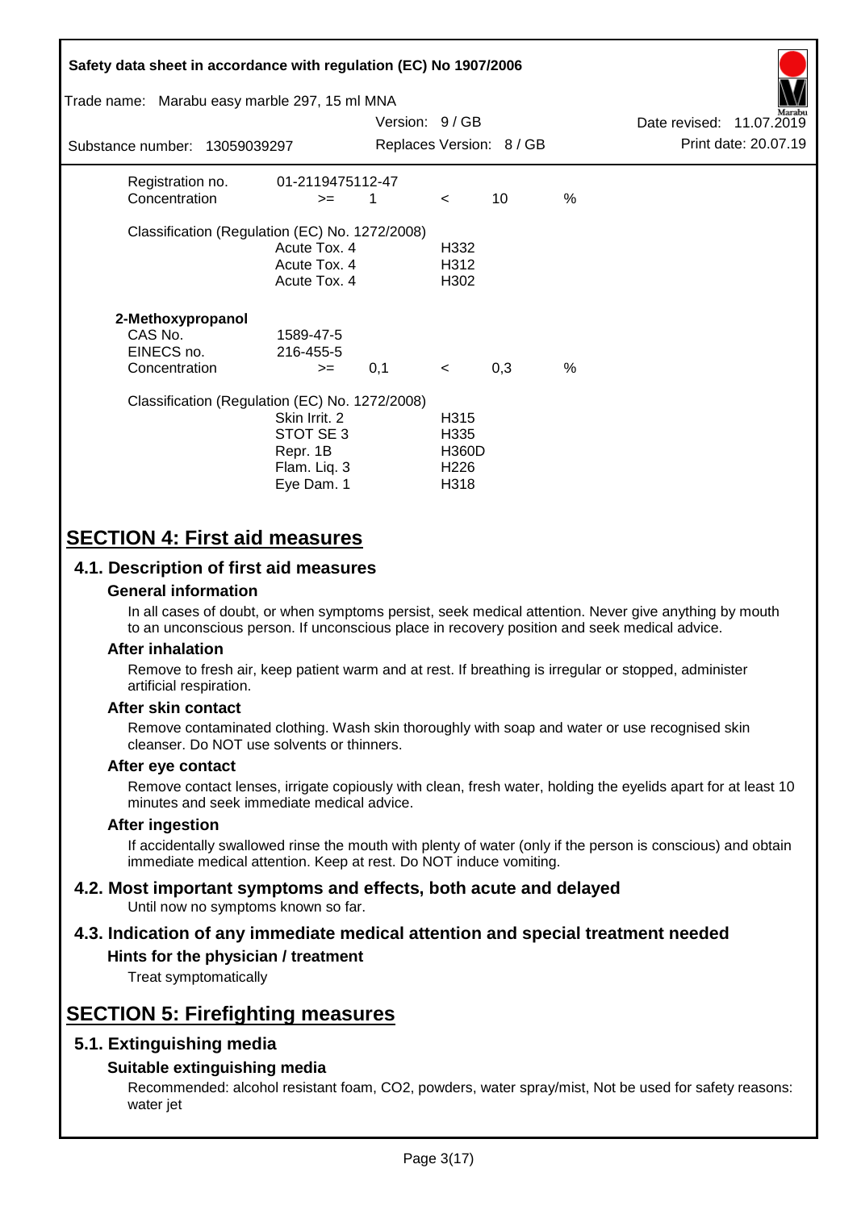| | | | | | |
|---|---|---|---|---|---|
| Registration no. | 01-2119475112-47 | | | | |
| Concentration | >= | 1 | < | 10 | % |

Classification (Regulation (EC) No. 1272/2008)

| | |
|---|---|
| Acute Tox. 4 | H332 |
| Acute Tox. 4 | H312 |
| Acute Tox. 4 | H302 |

**2-Methoxypropanol**

| | | | | | |
|---|---|---|---|---|---|
| CAS No. | 1589-47-5 | | | | |
| EINECS no. | 216-455-5 | | | | |
| Concentration | >= | 0,1 | < | 0,3 | % |

Classification (Regulation (EC) No. 1272/2008)

| | |
|---|---|
| Skin Irrit. 2 | H315 |
| STOT SE 3 | H335 |
| Repr. 1B | H360D |
| Flam. Liq. 3 | H226 |
| Eye Dam. 1 | H318 |

# SECTION 4: First aid measures

## 4.1. Description of first aid measures

### General information

In all cases of doubt, or when symptoms persist, seek medical attention. Never give anything by mouth to an unconscious person. If unconscious place in recovery position and seek medical advice.

### After inhalation

Remove to fresh air, keep patient warm and at rest. If breathing is irregular or stopped, administer artificial respiration.

### After skin contact

Remove contaminated clothing. Wash skin thoroughly with soap and water or use recognised skin cleanser. Do NOT use solvents or thinners.

### After eye contact

Remove contact lenses, irrigate copiously with clean, fresh water, holding the eyelids apart for at least 10 minutes and seek immediate medical advice.

### After ingestion

If accidentally swallowed rinse the mouth with plenty of water (only if the person is conscious) and obtain immediate medical attention. Keep at rest. Do NOT induce vomiting.

## 4.2. Most important symptoms and effects, both acute and delayed

Until now no symptoms known so far.

## 4.3. Indication of any immediate medical attention and special treatment needed

### Hints for the physician / treatment

Treat symptomatically

# SECTION 5: Firefighting measures

## 5.1. Extinguishing media

### Suitable extinguishing media

Recommended: alcohol resistant foam, $CO_2$, powders, water spray/mist, Not be used for safety reasons: water jet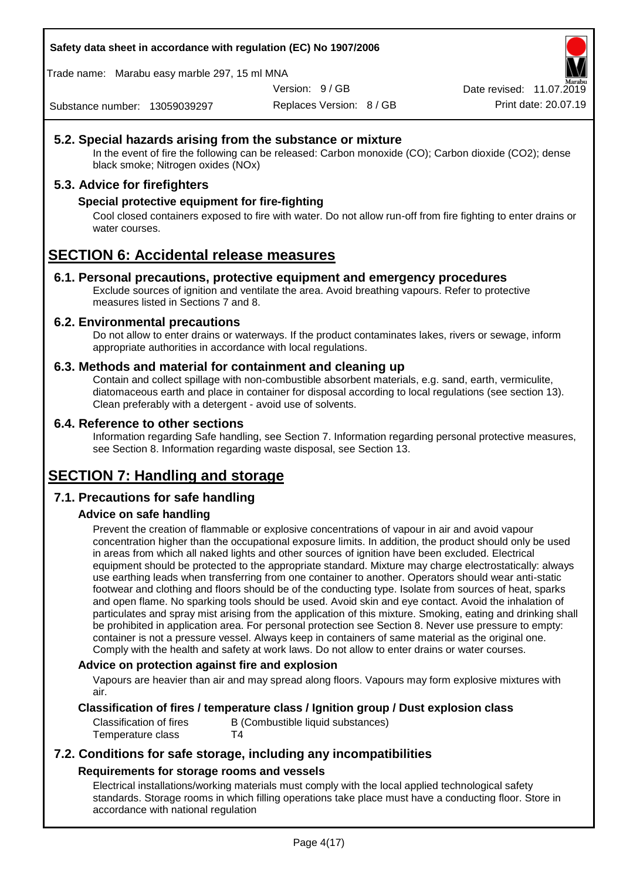### 5.2. Special hazards arising from the substance or mixture

In the event of fire the following can be released: Carbon monoxide (CO); Carbon dioxide ($CO_2$); dense black smoke; Nitrogen oxides (NOx)

### 5.3. Advice for firefighters

#### Special protective equipment for fire-fighting

Cool closed containers exposed to fire with water. Do not allow run-off from fire fighting to enter drains or water courses.

## SECTION 6: Accidental release measures

### 6.1. Personal precautions, protective equipment and emergency procedures

Exclude sources of ignition and ventilate the area. Avoid breathing vapours. Refer to protective measures listed in Sections 7 and 8.

### 6.2. Environmental precautions

Do not allow to enter drains or waterways. If the product contaminates lakes, rivers or sewage, inform appropriate authorities in accordance with local regulations.

### 6.3. Methods and material for containment and cleaning up

Contain and collect spillage with non-combustible absorbent materials, e.g. sand, earth, vermiculite, diatomaceous earth and place in container for disposal according to local regulations (see section 13). Clean preferably with a detergent - avoid use of solvents.

### 6.4. Reference to other sections

Information regarding Safe handling, see Section 7. Information regarding personal protective measures, see Section 8. Information regarding waste disposal, see Section 13.

## SECTION 7: Handling and storage

### 7.1. Precautions for safe handling

#### Advice on safe handling

Prevent the creation of flammable or explosive concentrations of vapour in air and avoid vapour concentration higher than the occupational exposure limits. In addition, the product should only be used in areas from which all naked lights and other sources of ignition have been excluded. Electrical equipment should be protected to the appropriate standard. Mixture may charge electrostatically: always use earthing leads when transferring from one container to another. Operators should wear anti-static footwear and clothing and floors should be of the conducting type. Isolate from sources of heat, sparks and open flame. No sparking tools should be used. Avoid skin and eye contact. Avoid the inhalation of particulates and spray mist arising from the application of this mixture. Smoking, eating and drinking shall be prohibited in application area. For personal protection see Section 8. Never use pressure to empty: container is not a pressure vessel. Always keep in containers of same material as the original one. Comply with the health and safety at work laws. Do not allow to enter drains or water courses.

#### Advice on protection against fire and explosion

Vapours are heavier than air and may spread along floors. Vapours may form explosive mixtures with air.

#### Classification of fires / temperature class / Ignition group / Dust explosion class

| | |
|---|---|
| Classification of fires | B (Combustible liquid substances) |
| Temperature class | T4 |

### 7.2. Conditions for safe storage, including any incompatibilities

#### Requirements for storage rooms and vessels

Electrical installations/working materials must comply with the local applied technological safety standards. Storage rooms in which filling operations take place must have a conducting floor. Store in accordance with national regulation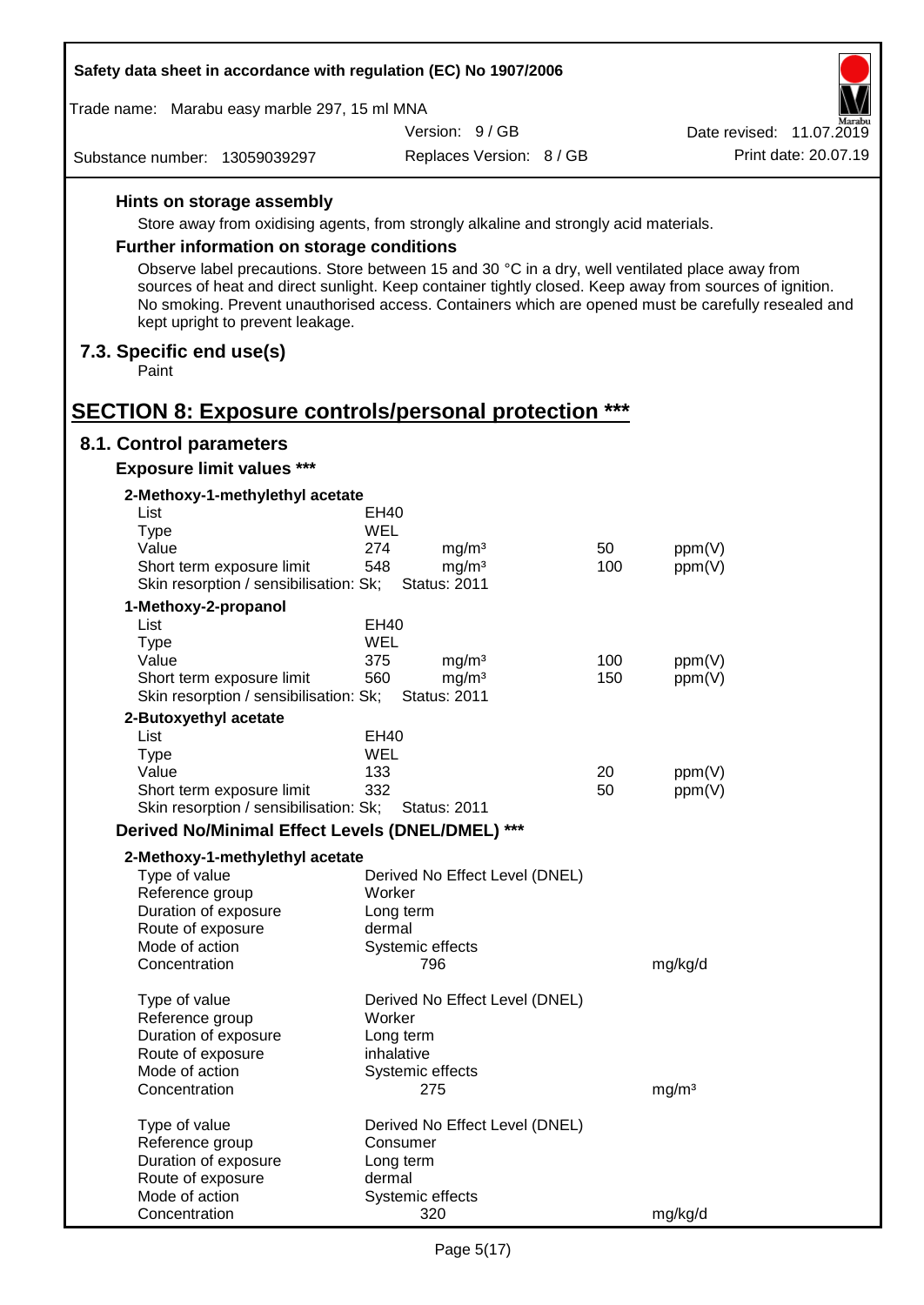#### Hints on storage assembly

Store away from oxidising agents, from strongly alkaline and strongly acid materials.

#### Further information on storage conditions

Observe label precautions. Store between 15 and 30 °C in a dry, well ventilated place away from sources of heat and direct sunlight. Keep container tightly closed. Keep away from sources of ignition. No smoking. Prevent unauthorised access. Containers which are opened must be carefully resealed and kept upright to prevent leakage.

### 7.3. Specific end use(s)

Paint

## SECTION 8: Exposure controls/personal protection ***

### 8.1. Control parameters

#### Exposure limit values ***

**2-Methoxy-1-methylethyl acetate**

| | | | | |
|---|---|---|---|---|
| List | EH40 | | | |
| Type | WEL | | | |
| Value | 274 | mg/m³ | 50 | ppm(V) |
| Short term exposure limit | 548 | mg/m³ | 100 | ppm(V) |
| Skin resorption / sensibilisation: Sk; | Status: 2011 | | | |

**1-Methoxy-2-propanol**

| | | | | |
|---|---|---|---|---|
| List | EH40 | | | |
| Type | WEL | | | |
| Value | 375 | mg/m³ | 100 | ppm(V) |
| Short term exposure limit | 560 | mg/m³ | 150 | ppm(V) |
| Skin resorption / sensibilisation: Sk; | Status: 2011 | | | |

**2-Butoxyethyl acetate**

| | | | | |
|---|---|---|---|---|
| List | EH40 | | | |
| Type | WEL | | | |
| Value | 133 | | 20 | ppm(V) |
| Short term exposure limit | 332 | | 50 | ppm(V) |
| Skin resorption / sensibilisation: Sk; | Status: 2011 | | | |

#### Derived No/Minimal Effect Levels (DNEL/DMEL) ***

**2-Methoxy-1-methylethyl acetate**

| | | |
|---|---|---|
| Type of value | Derived No Effect Level (DNEL) | |
| Reference group | Worker | |
| Duration of exposure | Long term | |
| Route of exposure | dermal | |
| Mode of action | Systemic effects | |
| Concentration | 796 | mg/kg/d |

| | | |
|---|---|---|
| Type of value | Derived No Effect Level (DNEL) | |
| Reference group | Worker | |
| Duration of exposure | Long term | |
| Route of exposure | inhalative | |
| Mode of action | Systemic effects | |
| Concentration | 275 | mg/m³ |

| | | |
|---|---|---|
| Type of value | Derived No Effect Level (DNEL) | |
| Reference group | Consumer | |
| Duration of exposure | Long term | |
| Route of exposure | dermal | |
| Mode of action | Systemic effects | |
| Concentration | 320 | mg/kg/d |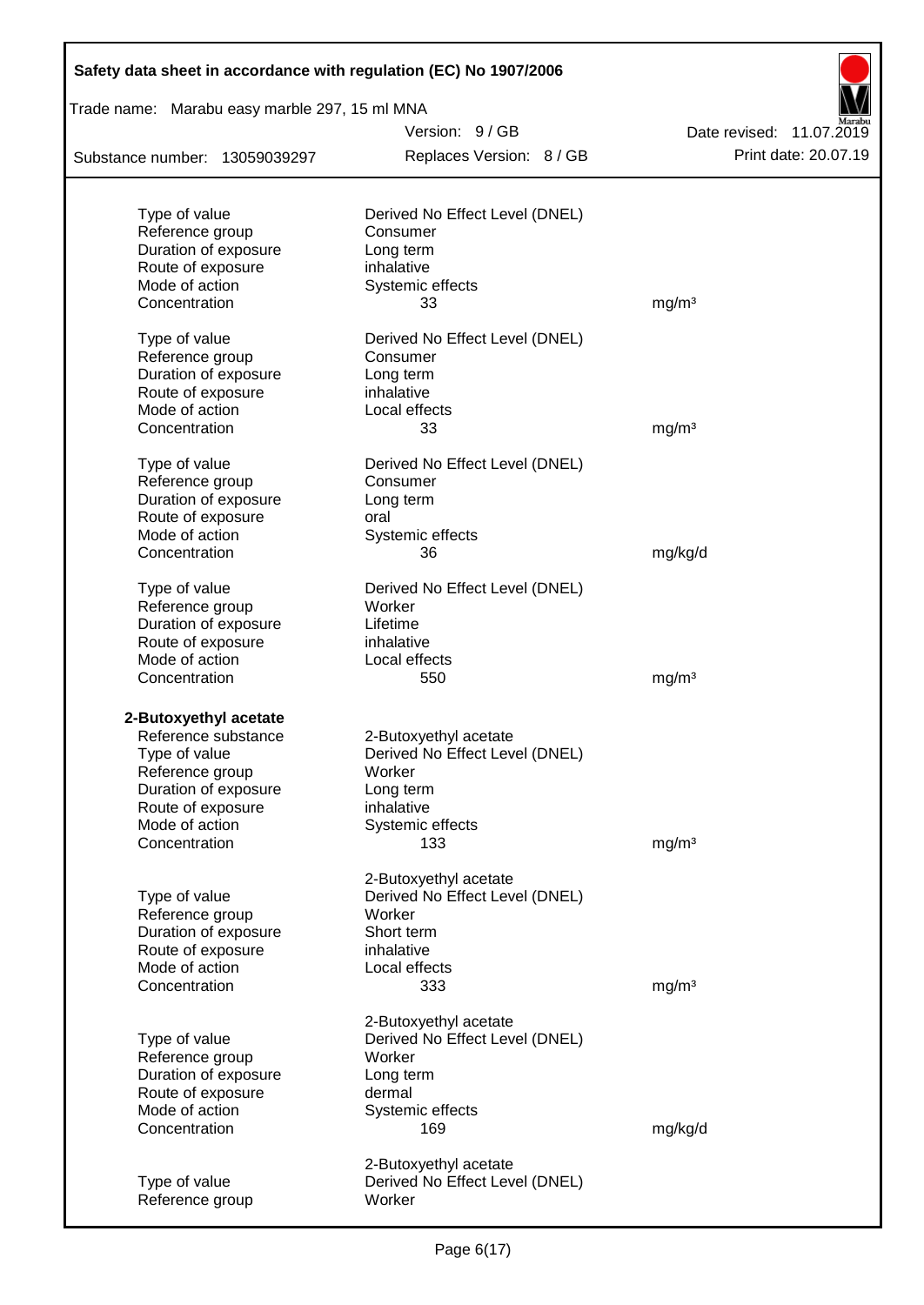| | | |
|---|---|---|
| Type of value | Derived No Effect Level (DNEL) | |
| Reference group | Consumer | |
| Duration of exposure | Long term | |
| Route of exposure | inhalative | |
| Mode of action | Systemic effects | |
| Concentration | 33 | mg/m³ |
| | | |
| Type of value | Derived No Effect Level (DNEL) | |
| Reference group | Consumer | |
| Duration of exposure | Long term | |
| Route of exposure | inhalative | |
| Mode of action | Local effects | |
| Concentration | 33 | mg/m³ |
| | | |
| Type of value | Derived No Effect Level (DNEL) | |
| Reference group | Consumer | |
| Duration of exposure | Long term | |
| Route of exposure | oral | |
| Mode of action | Systemic effects | |
| Concentration | 36 | mg/kg/d |
| | | |
| Type of value | Derived No Effect Level (DNEL) | |
| Reference group | Worker | |
| Duration of exposure | Lifetime | |
| Route of exposure | inhalative | |
| Mode of action | Local effects | |
| Concentration | 550 | mg/m³ |

**2-Butoxyethyl acetate**

| | | |
|---|---|---|
| Reference substance | 2-Butoxyethyl acetate | |
| Type of value | Derived No Effect Level (DNEL) | |
| Reference group | Worker | |
| Duration of exposure | Long term | |
| Route of exposure | inhalative | |
| Mode of action | Systemic effects | |
| Concentration | 133 | mg/m³ |
| | | |
| | 2-Butoxyethyl acetate | |
| Type of value | Derived No Effect Level (DNEL) | |
| Reference group | Worker | |
| Duration of exposure | Short term | |
| Route of exposure | inhalative | |
| Mode of action | Local effects | |
| Concentration | 333 | mg/m³ |
| | | |
| | 2-Butoxyethyl acetate | |
| Type of value | Derived No Effect Level (DNEL) | |
| Reference group | Worker | |
| Duration of exposure | Long term | |
| Route of exposure | dermal | |
| Mode of action | Systemic effects | |
| Concentration | 169 | mg/kg/d |
| | | |
| | 2-Butoxyethyl acetate | |
| Type of value | Derived No Effect Level (DNEL) | |
| Reference group | Worker | |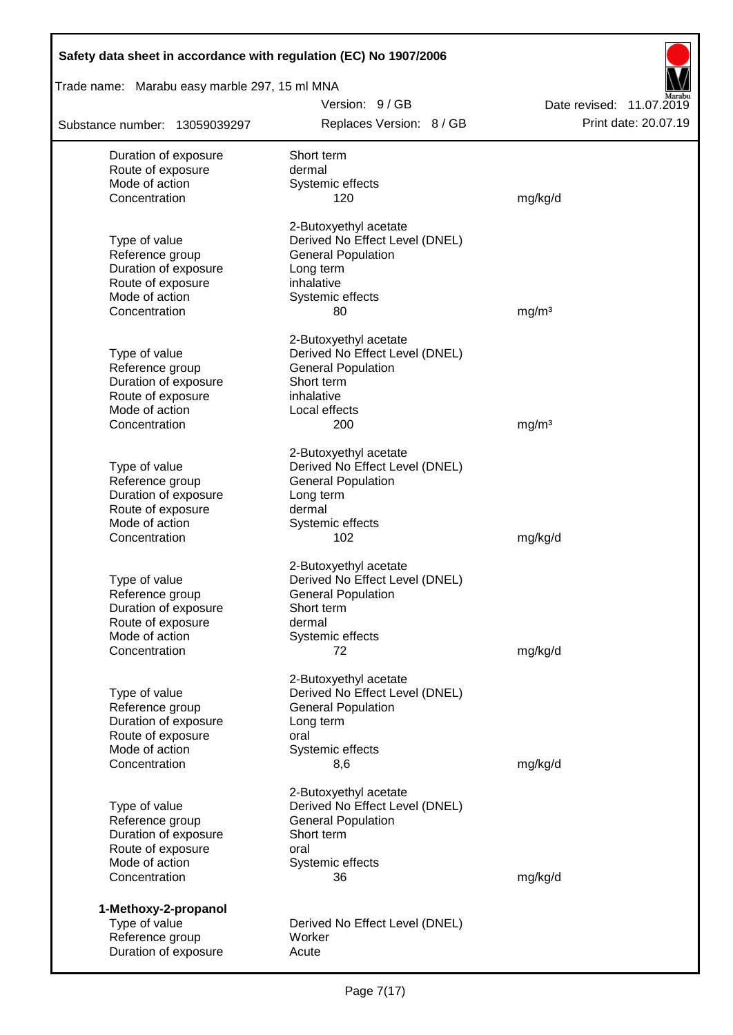| | | |
|---|---|---|
| Duration of exposure | Short term | |
| Route of exposure | dermal | |
| Mode of action | Systemic effects | |
| Concentration | 120 | mg/kg/d |

| | 2-Butoxyethyl acetate | |
|---|---|---|
| Type of value | Derived No Effect Level (DNEL) | |
| Reference group | General Population | |
| Duration of exposure | Long term | |
| Route of exposure | inhalative | |
| Mode of action | Systemic effects | |
| Concentration | 80 | mg/m³ |

| | 2-Butoxyethyl acetate | |
|---|---|---|
| Type of value | Derived No Effect Level (DNEL) | |
| Reference group | General Population | |
| Duration of exposure | Short term | |
| Route of exposure | inhalative | |
| Mode of action | Local effects | |
| Concentration | 200 | mg/m³ |

| | 2-Butoxyethyl acetate | |
|---|---|---|
| Type of value | Derived No Effect Level (DNEL) | |
| Reference group | General Population | |
| Duration of exposure | Long term | |
| Route of exposure | dermal | |
| Mode of action | Systemic effects | |
| Concentration | 102 | mg/kg/d |

| | 2-Butoxyethyl acetate | |
|---|---|---|
| Type of value | Derived No Effect Level (DNEL) | |
| Reference group | General Population | |
| Duration of exposure | Short term | |
| Route of exposure | dermal | |
| Mode of action | Systemic effects | |
| Concentration | 72 | mg/kg/d |

| | 2-Butoxyethyl acetate | |
|---|---|---|
| Type of value | Derived No Effect Level (DNEL) | |
| Reference group | General Population | |
| Duration of exposure | Long term | |
| Route of exposure | oral | |
| Mode of action | Systemic effects | |
| Concentration | 8,6 | mg/kg/d |

| | 2-Butoxyethyl acetate | |
|---|---|---|
| Type of value | Derived No Effect Level (DNEL) | |
| Reference group | General Population | |
| Duration of exposure | Short term | |
| Route of exposure | oral | |
| Mode of action | Systemic effects | |
| Concentration | 36 | mg/kg/d |

**1-Methoxy-2-propanol**

| | |
|---|---|
| Type of value | Derived No Effect Level (DNEL) |
| Reference group | Worker |
| Duration of exposure | Acute |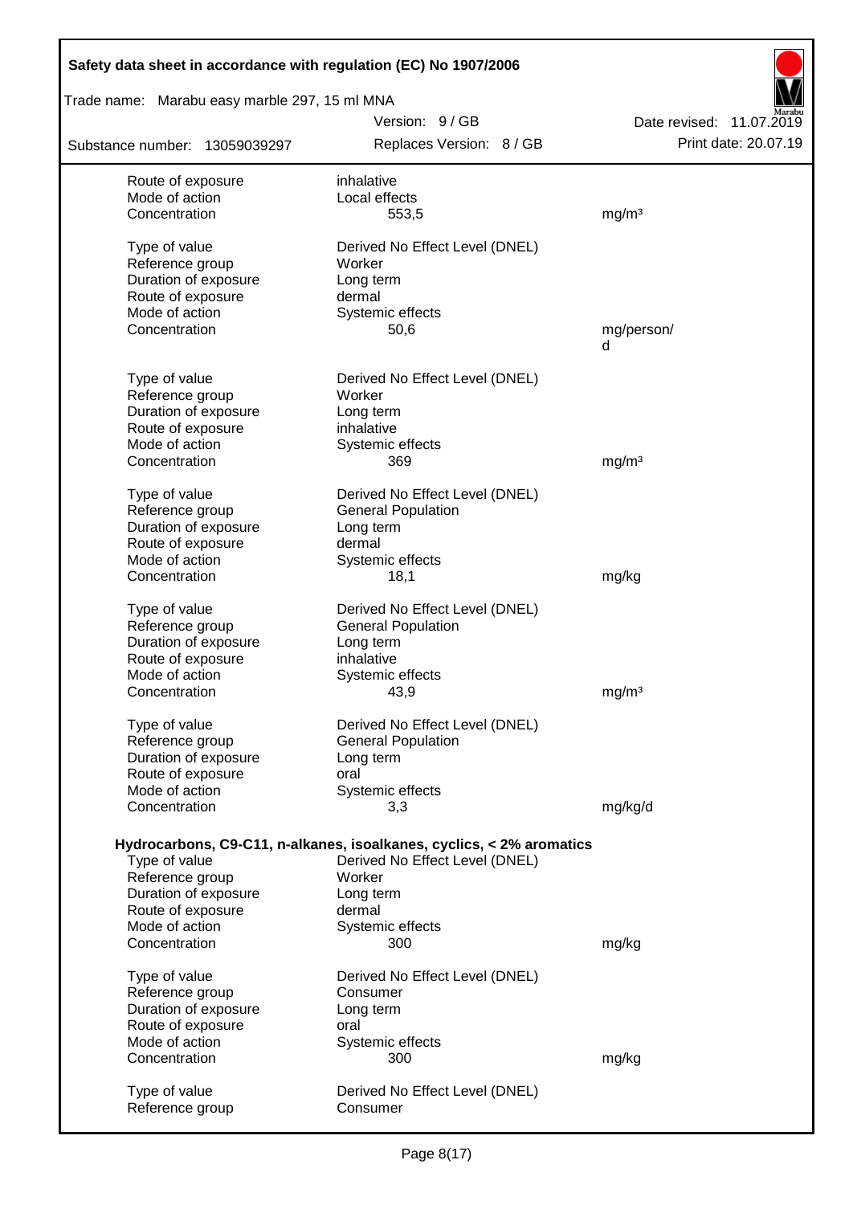| | | |
|---|---|---|
| Route of exposure | inhalative | |
| Mode of action | Local effects | |
| Concentration | 553,5 | mg/m³ |
| | | |
| Type of value | Derived No Effect Level (DNEL) | |
| Reference group | Worker | |
| Duration of exposure | Long term | |
| Route of exposure | dermal | |
| Mode of action | Systemic effects | |
| Concentration | 50,6 | mg/person/d |
| | | |
| Type of value | Derived No Effect Level (DNEL) | |
| Reference group | Worker | |
| Duration of exposure | Long term | |
| Route of exposure | inhalative | |
| Mode of action | Systemic effects | |
| Concentration | 369 | mg/m³ |
| | | |
| Type of value | Derived No Effect Level (DNEL) | |
| Reference group | General Population | |
| Duration of exposure | Long term | |
| Route of exposure | dermal | |
| Mode of action | Systemic effects | |
| Concentration | 18,1 | mg/kg |
| | | |
| Type of value | Derived No Effect Level (DNEL) | |
| Reference group | General Population | |
| Duration of exposure | Long term | |
| Route of exposure | inhalative | |
| Mode of action | Systemic effects | |
| Concentration | 43,9 | mg/m³ |
| | | |
| Type of value | Derived No Effect Level (DNEL) | |
| Reference group | General Population | |
| Duration of exposure | Long term | |
| Route of exposure | oral | |
| Mode of action | Systemic effects | |
| Concentration | 3,3 | mg/kg/d |

**Hydrocarbons, C9-C11, n-alkanes, isoalkanes, cyclics, < 2% aromatics**

| | | |
|---|---|---|
| Type of value | Derived No Effect Level (DNEL) | |
| Reference group | Worker | |
| Duration of exposure | Long term | |
| Route of exposure | dermal | |
| Mode of action | Systemic effects | |
| Concentration | 300 | mg/kg |
| | | |
| Type of value | Derived No Effect Level (DNEL) | |
| Reference group | Consumer | |
| Duration of exposure | Long term | |
| Route of exposure | oral | |
| Mode of action | Systemic effects | |
| Concentration | 300 | mg/kg |
| | | |
| Type of value | Derived No Effect Level (DNEL) | |
| Reference group | Consumer | |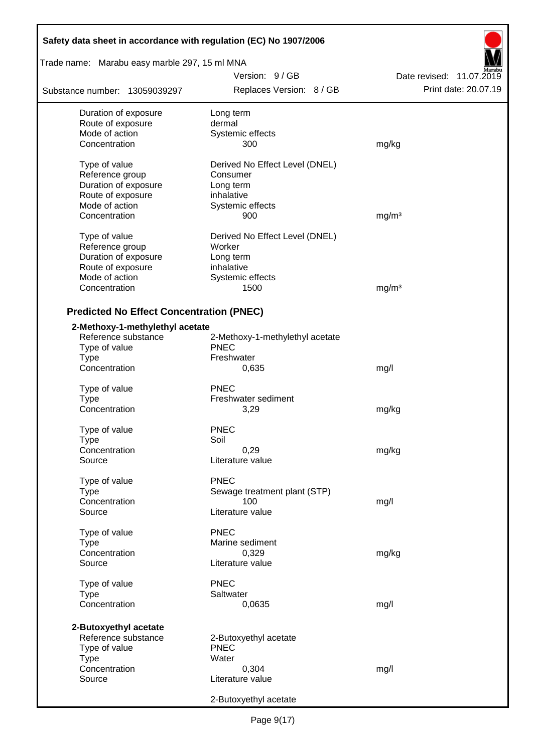| | | |
|---|---|---|
| Duration of exposure | Long term | |
| Route of exposure | dermal | |
| Mode of action | Systemic effects | |
| Concentration | 300 | mg/kg |

| | | |
|---|---|---|
| Type of value | Derived No Effect Level (DNEL) | |
| Reference group | Consumer | |
| Duration of exposure | Long term | |
| Route of exposure | inhalative | |
| Mode of action | Systemic effects | |
| Concentration | 900 | mg/m³ |

| | | |
|---|---|---|
| Type of value | Derived No Effect Level (DNEL) | |
| Reference group | Worker | |
| Duration of exposure | Long term | |
| Route of exposure | inhalative | |
| Mode of action | Systemic effects | |
| Concentration | 1500 | mg/m³ |

## Predicted No Effect Concentration (PNEC)

**2-Methoxy-1-methylethyl acetate**

| | | |
|---|---|---|
| Reference substance | 2-Methoxy-1-methylethyl acetate | |
| Type of value | PNEC | |
| Type | Freshwater | |
| Concentration | 0,635 | mg/l |

| | | |
|---|---|---|
| Type of value | PNEC | |
| Type | Freshwater sediment | |
| Concentration | 3,29 | mg/kg |

| | | |
|---|---|---|
| Type of value | PNEC | |
| Type | Soil | |
| Concentration | 0,29 | mg/kg |
| Source | Literature value | |

| | | |
|---|---|---|
| Type of value | PNEC | |
| Type | Sewage treatment plant (STP) | |
| Concentration | 100 | mg/l |
| Source | Literature value | |

| | | |
|---|---|---|
| Type of value | PNEC | |
| Type | Marine sediment | |
| Concentration | 0,329 | mg/kg |
| Source | Literature value | |

| | | |
|---|---|---|
| Type of value | PNEC | |
| Type | Saltwater | |
| Concentration | 0,0635 | mg/l |

**2-Butoxyethyl acetate**

| | | |
|---|---|---|
| Reference substance | 2-Butoxyethyl acetate | |
| Type of value | PNEC | |
| Type | Water | |
| Concentration | 0,304 | mg/l |
| Source | Literature value | |

2-Butoxyethyl acetate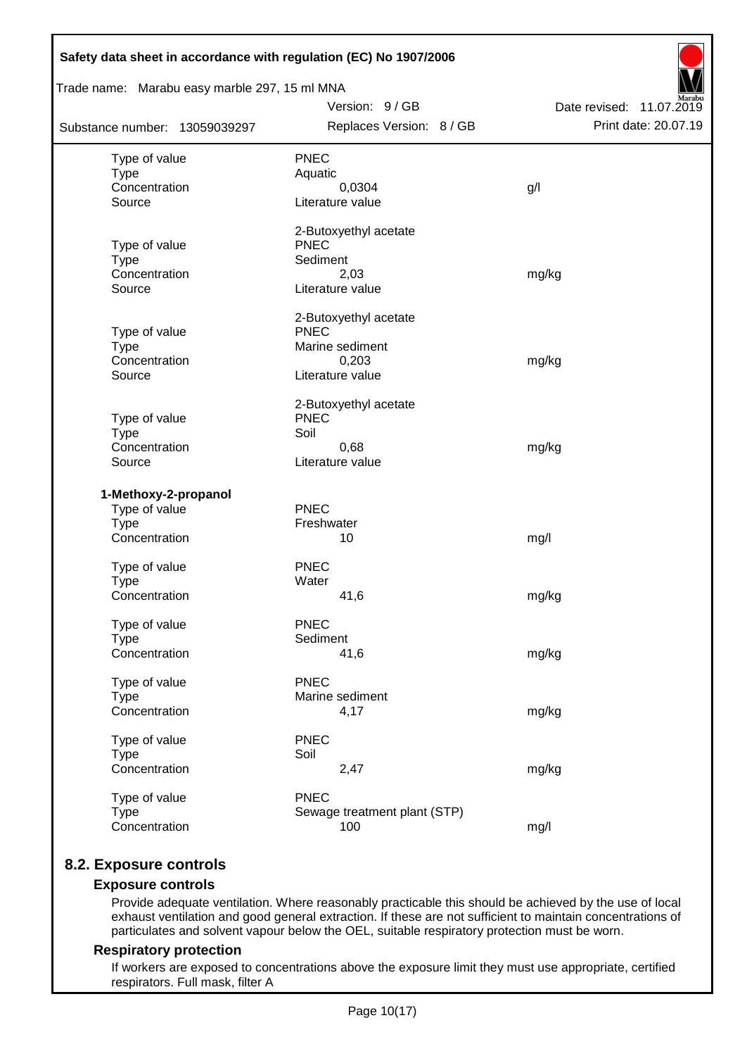| | | |
|---|---|---|
| Type of value | PNEC | |
| Type | Aquatic | |
| Concentration | 0,0304 | g/l |
| Source | Literature value | |
| | 2-Butoxyethyl acetate | |
| Type of value | PNEC | |
| Type | Sediment | |
| Concentration | 2,03 | mg/kg |
| Source | Literature value | |
| | 2-Butoxyethyl acetate | |
| Type of value | PNEC | |
| Type | Marine sediment | |
| Concentration | 0,203 | mg/kg |
| Source | Literature value | |
| | 2-Butoxyethyl acetate | |
| Type of value | PNEC | |
| Type | Soil | |
| Concentration | 0,68 | mg/kg |
| Source | Literature value | |

**1-Methoxy-2-propanol**

| | | |
|---|---|---|
| Type of value | PNEC | |
| Type | Freshwater | |
| Concentration | 10 | mg/l |
| Type of value | PNEC | |
| Type | Water | |
| Concentration | 41,6 | mg/kg |
| Type of value | PNEC | |
| Type | Sediment | |
| Concentration | 41,6 | mg/kg |
| Type of value | PNEC | |
| Type | Marine sediment | |
| Concentration | 4,17 | mg/kg |
| Type of value | PNEC | |
| Type | Soil | |
| Concentration | 2,47 | mg/kg |
| Type of value | PNEC | |
| Type | Sewage treatment plant (STP) | |
| Concentration | 100 | mg/l |

## 8.2. Exposure controls

### Exposure controls

Provide adequate ventilation. Where reasonably practicable this should be achieved by the use of local exhaust ventilation and good general extraction. If these are not sufficient to maintain concentrations of particulates and solvent vapour below the OEL, suitable respiratory protection must be worn.

### Respiratory protection

If workers are exposed to concentrations above the exposure limit they must use appropriate, certified respirators. Full mask, filter A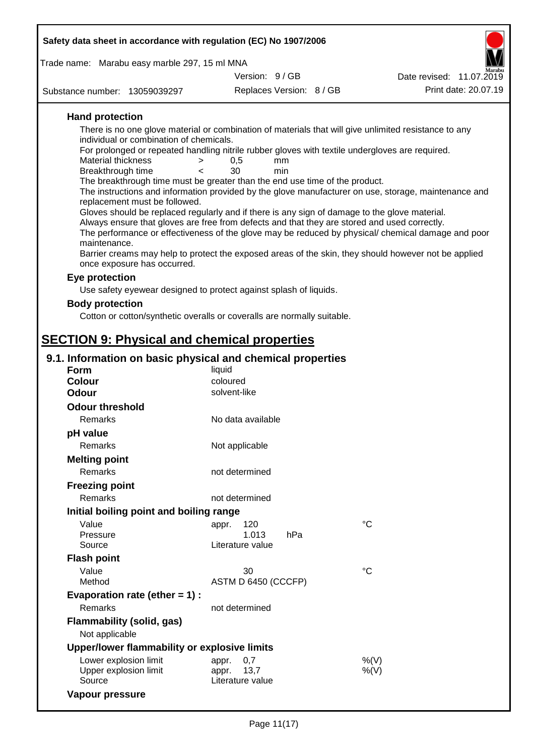### Hand protection

There is no one glove material or combination of materials that will give unlimited resistance to any individual or combination of chemicals.

For prolonged or repeated handling nitrile rubber gloves with textile undergloves are required.

| | | | |
|---|---|---|---|
| Material thickness | > | 0,5 | mm |
| Breakthrough time | < | 30 | min |

The breakthrough time must be greater than the end use time of the product.

The instructions and information provided by the glove manufacturer on use, storage, maintenance and replacement must be followed.

Gloves should be replaced regularly and if there is any sign of damage to the glove material.

Always ensure that gloves are free from defects and that they are stored and used correctly.

The performance or effectiveness of the glove may be reduced by physical/ chemical damage and poor maintenance.

Barrier creams may help to protect the exposed areas of the skin, they should however not be applied once exposure has occurred.

### Eye protection

Use safety eyewear designed to protect against splash of liquids.

### Body protection

Cotton or cotton/synthetic overalls or coveralls are normally suitable.

# SECTION 9: Physical and chemical properties

## 9.1. Information on basic physical and chemical properties

| | | |
|---|---|---|
| **Form** | liquid | |
| **Colour** | coloured | |
| **Odour** | solvent-like | |

**Odour threshold**

| | | |
|---|---|---|
| Remarks | No data available | |

**pH value**

| | | |
|---|---|---|
| Remarks | Not applicable | |

**Melting point**

| | | |
|---|---|---|
| Remarks | not determined | |

**Freezing point**

| | | |
|---|---|---|
| Remarks | not determined | |

**Initial boiling point and boiling range**

| | | |
|---|---|---|
| Value | appr. 120 | °C |
| Pressure | 1.013 hPa | |
| Source | Literature value | |

**Flash point**

| | | |
|---|---|---|
| Value | 30 | °C |
| Method | ASTM D 6450 (CCCFP) | |

**Evaporation rate (ether = 1) :**

| | | |
|---|---|---|
| Remarks | not determined | |

**Flammability (solid, gas)**

Not applicable

**Upper/lower flammability or explosive limits**

| | | |
|---|---|---|
| Lower explosion limit | appr. 0,7 | %(V) |
| Upper explosion limit | appr. 13,7 | %(V) |
| Source | Literature value | |

**Vapour pressure**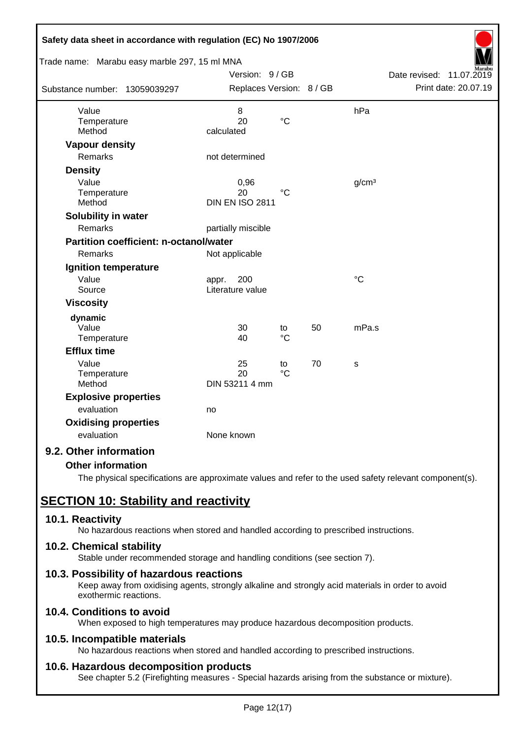| | | | | |
|---|---|---|---|---|
| Value | 8 | | | hPa |
| Temperature | 20 | °C | | |
| Method | calculated | | | |

**Vapour density**

| | |
|---|---|
| Remarks | not determined |

**Density**

| | | | | |
|---|---|---|---|---|
| Value | 0,96 | | | g/cm³ |
| Temperature | 20 | °C | | |
| Method | DIN EN ISO 2811 | | | |

**Solubility in water**

| | |
|---|---|
| Remarks | partially miscible |

**Partition coefficient: n-octanol/water**

| | |
|---|---|
| Remarks | Not applicable |

**Ignition temperature**

| | | |
|---|---|---|
| Value | appr. 200 | °C |
| Source | Literature value | |

**Viscosity**

**dynamic**

| | | | | |
|---|---|---|---|---|
| Value | 30 | to | 50 | mPa.s |
| Temperature | 40 | °C | | |

**Efflux time**

| | | | | |
|---|---|---|---|---|
| Value | 25 | to | 70 | s |
| Temperature | 20 | °C | | |
| Method | DIN 53211 4 mm | | | |

**Explosive properties**

| | |
|---|---|
| evaluation | no |

**Oxidising properties**

| | |
|---|---|
| evaluation | None known |

### 9.2. Other information

**Other information**

The physical specifications are approximate values and refer to the used safety relevant component(s).

## SECTION 10: Stability and reactivity

### 10.1. Reactivity

No hazardous reactions when stored and handled according to prescribed instructions.

### 10.2. Chemical stability

Stable under recommended storage and handling conditions (see section 7).

### 10.3. Possibility of hazardous reactions

Keep away from oxidising agents, strongly alkaline and strongly acid materials in order to avoid exothermic reactions.

### 10.4. Conditions to avoid

When exposed to high temperatures may produce hazardous decomposition products.

### 10.5. Incompatible materials

No hazardous reactions when stored and handled according to prescribed instructions.

### 10.6. Hazardous decomposition products

See chapter 5.2 (Firefighting measures - Special hazards arising from the substance or mixture).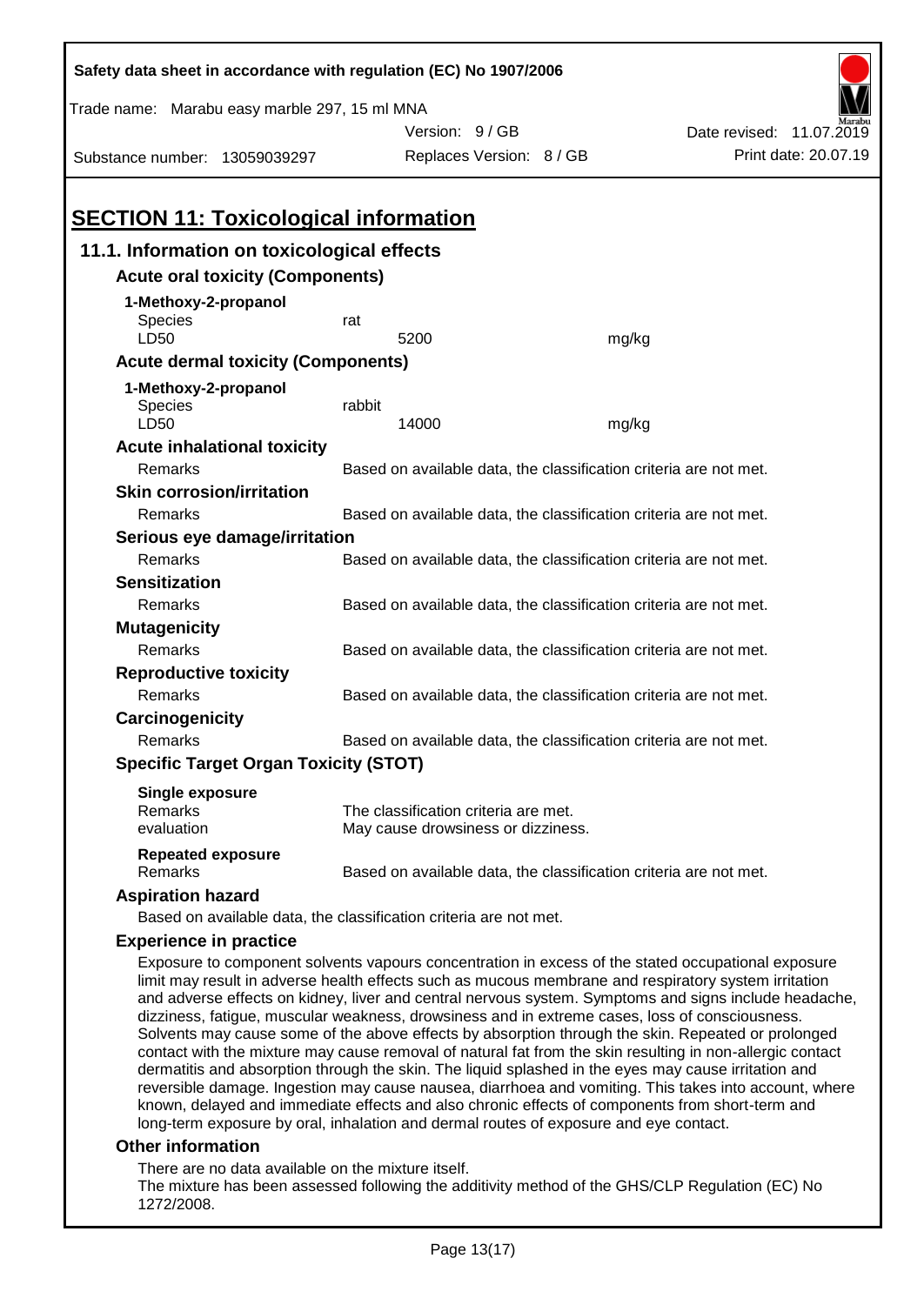## SECTION 11: Toxicological information

### 11.1. Information on toxicological effects

**Acute oral toxicity (Components)**

**1-Methoxy-2-propanol**

| | | |
|---|---|---|
| Species | rat | |
| LD50 | 5200 | mg/kg |

**Acute dermal toxicity (Components)**

**1-Methoxy-2-propanol**

| | | |
|---|---|---|
| Species | rabbit | |
| LD50 | 14000 | mg/kg |

**Acute inhalational toxicity**

Remarks: Based on available data, the classification criteria are not met.

**Skin corrosion/irritation**

Remarks: Based on available data, the classification criteria are not met.

**Serious eye damage/irritation**

Remarks: Based on available data, the classification criteria are not met.

**Sensitization**

Remarks: Based on available data, the classification criteria are not met.

**Mutagenicity**

Remarks: Based on available data, the classification criteria are not met.

**Reproductive toxicity**

Remarks: Based on available data, the classification criteria are not met.

**Carcinogenicity**

Remarks: Based on available data, the classification criteria are not met.

**Specific Target Organ Toxicity (STOT)**

**Single exposure**

Remarks: The classification criteria are met.
evaluation: May cause drowsiness or dizziness.

**Repeated exposure**

Remarks: Based on available data, the classification criteria are not met.

**Aspiration hazard**

Based on available data, the classification criteria are not met.

**Experience in practice**

Exposure to component solvents vapours concentration in excess of the stated occupational exposure limit may result in adverse health effects such as mucous membrane and respiratory system irritation and adverse effects on kidney, liver and central nervous system. Symptoms and signs include headache, dizziness, fatigue, muscular weakness, drowsiness and in extreme cases, loss of consciousness. Solvents may cause some of the above effects by absorption through the skin. Repeated or prolonged contact with the mixture may cause removal of natural fat from the skin resulting in non-allergic contact dermatitis and absorption through the skin. The liquid splashed in the eyes may cause irritation and reversible damage. Ingestion may cause nausea, diarrhoea and vomiting. This takes into account, where known, delayed and immediate effects and also chronic effects of components from short-term and long-term exposure by oral, inhalation and dermal routes of exposure and eye contact.

**Other information**

There are no data available on the mixture itself.
The mixture has been assessed following the additivity method of the GHS/CLP Regulation (EC) No 1272/2008.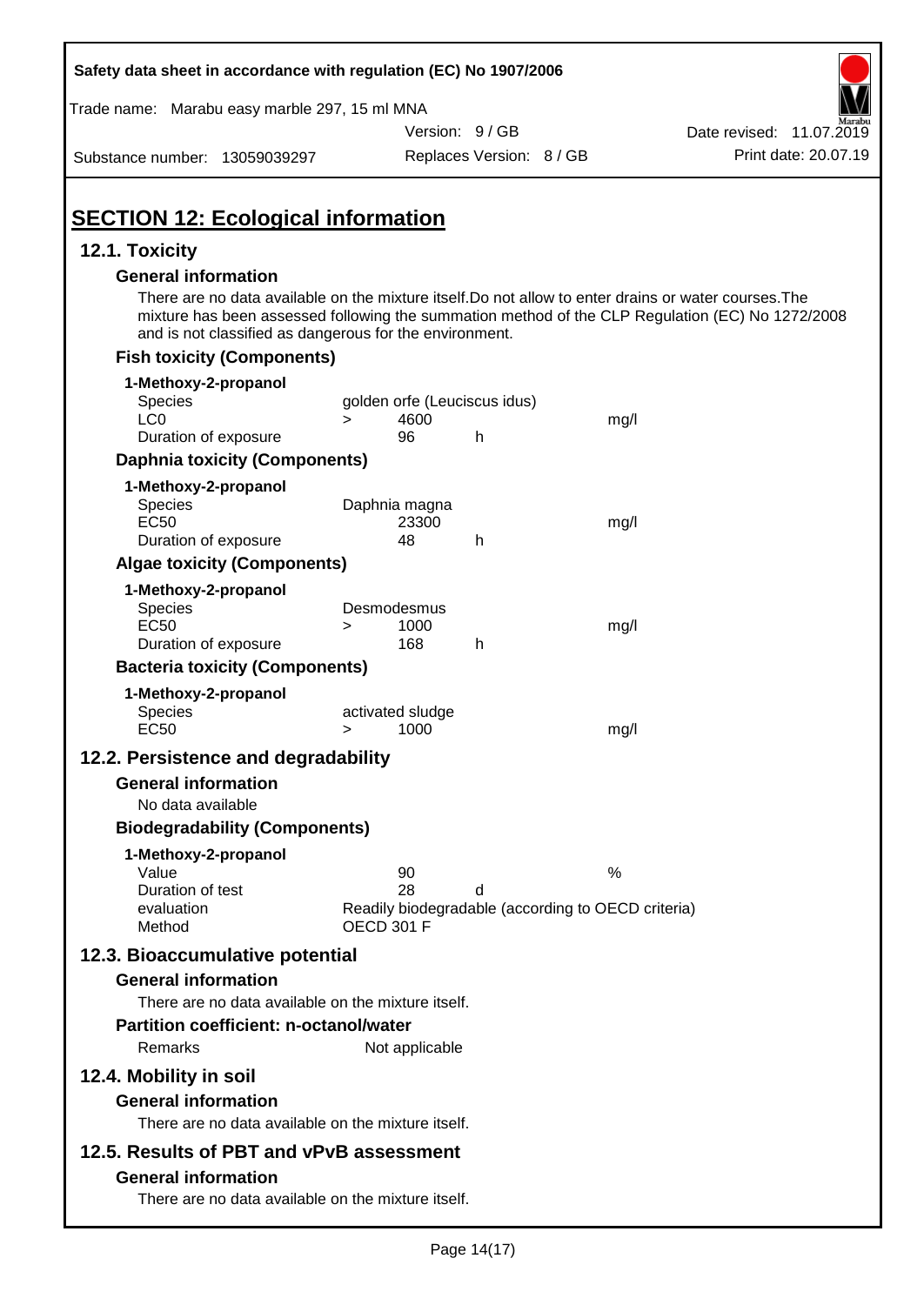# SECTION 12: Ecological information

## 12.1. Toxicity

### General information

There are no data available on the mixture itself.Do not allow to enter drains or water courses.The mixture has been assessed following the summation method of the CLP Regulation (EC) No 1272/2008 and is not classified as dangerous for the environment.

### Fish toxicity (Components)

**1-Methoxy-2-propanol**

| | | | | |
|---|---|---|---|---|
| Species | golden orfe (Leuciscus idus) | | | |
| LC0 | > | 4600 | | mg/l |
| Duration of exposure | | 96 | h | |

### Daphnia toxicity (Components)

**1-Methoxy-2-propanol**

| | | | | |
|---|---|---|---|---|
| Species | Daphnia magna | | | |
| EC50 | | 23300 | | mg/l |
| Duration of exposure | | 48 | h | |

### Algae toxicity (Components)

**1-Methoxy-2-propanol**

| | | | | |
|---|---|---|---|---|
| Species | Desmodesmus | | | |
| EC50 | > | 1000 | | mg/l |
| Duration of exposure | | 168 | h | |

### Bacteria toxicity (Components)

**1-Methoxy-2-propanol**

| | | | | |
|---|---|---|---|---|
| Species | activated sludge | | | |
| EC50 | > | 1000 | | mg/l |

## 12.2. Persistence and degradability

### General information

No data available

### Biodegradability (Components)

**1-Methoxy-2-propanol**

| | | | |
|---|---|---|---|
| Value | 90 | | % |
| Duration of test | 28 | d | |
| evaluation | Readily biodegradable (according to OECD criteria) | | |
| Method | OECD 301 F | | |

## 12.3. Bioaccumulative potential

### General information

There are no data available on the mixture itself.

### Partition coefficient: n-octanol/water

Remarks: Not applicable

## 12.4. Mobility in soil

### General information

There are no data available on the mixture itself.

## 12.5. Results of PBT and vPvB assessment

### General information

There are no data available on the mixture itself.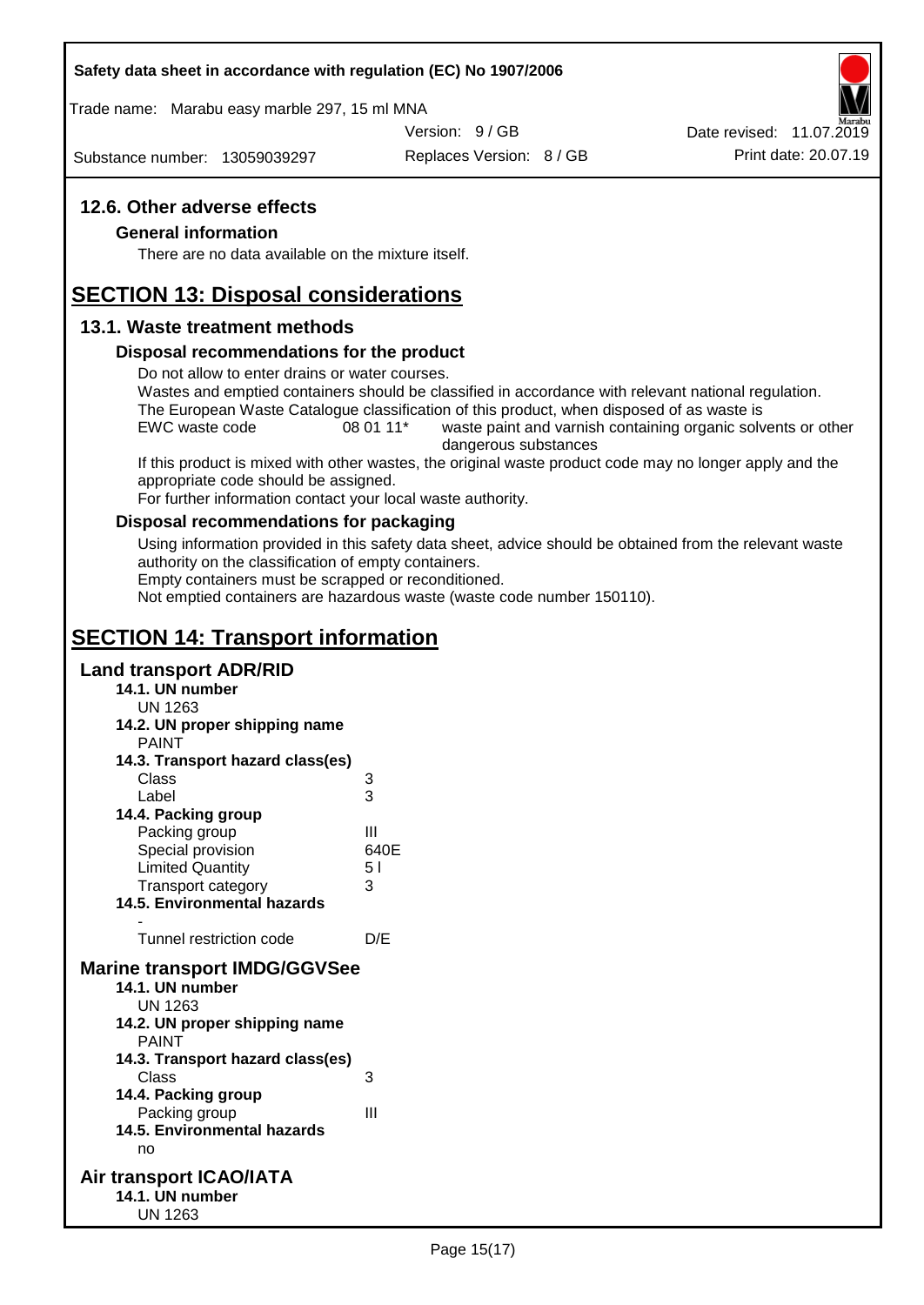## 12.6. Other adverse effects

### General information

There are no data available on the mixture itself.

# SECTION 13: Disposal considerations

## 13.1. Waste treatment methods

### Disposal recommendations for the product

Do not allow to enter drains or water courses.
Wastes and emptied containers should be classified in accordance with relevant national regulation.
The European Waste Catalogue classification of this product, when disposed of as waste is

| EWC waste code | 08 01 11* | waste paint and varnish containing organic solvents or other dangerous substances |
|---|---|---|

If this product is mixed with other wastes, the original waste product code may no longer apply and the appropriate code should be assigned.
For further information contact your local waste authority.

### Disposal recommendations for packaging

Using information provided in this safety data sheet, advice should be obtained from the relevant waste authority on the classification of empty containers.
Empty containers must be scrapped or reconditioned.
Not emptied containers are hazardous waste (waste code number 150110).

# SECTION 14: Transport information

## Land transport ADR/RID

**14.1. UN number**
UN 1263

**14.2. UN proper shipping name**
PAINT

**14.3. Transport hazard class(es)**

| | |
|---|---|
| Class | 3 |
| Label | 3 |

**14.4. Packing group**

| | |
|---|---|
| Packing group | III |
| Special provision | 640E |
| Limited Quantity | 5 l |
| Transport category | 3 |

**14.5. Environmental hazards**
-

| | |
|---|---|
| Tunnel restriction code | D/E |

## Marine transport IMDG/GGVSee

**14.1. UN number**
UN 1263

**14.2. UN proper shipping name**
PAINT

**14.3. Transport hazard class(es)**

| | |
|---|---|
| Class | 3 |

**14.4. Packing group**

| | |
|---|---|
| Packing group | III |

**14.5. Environmental hazards**
no

## Air transport ICAO/IATA

**14.1. UN number**
UN 1263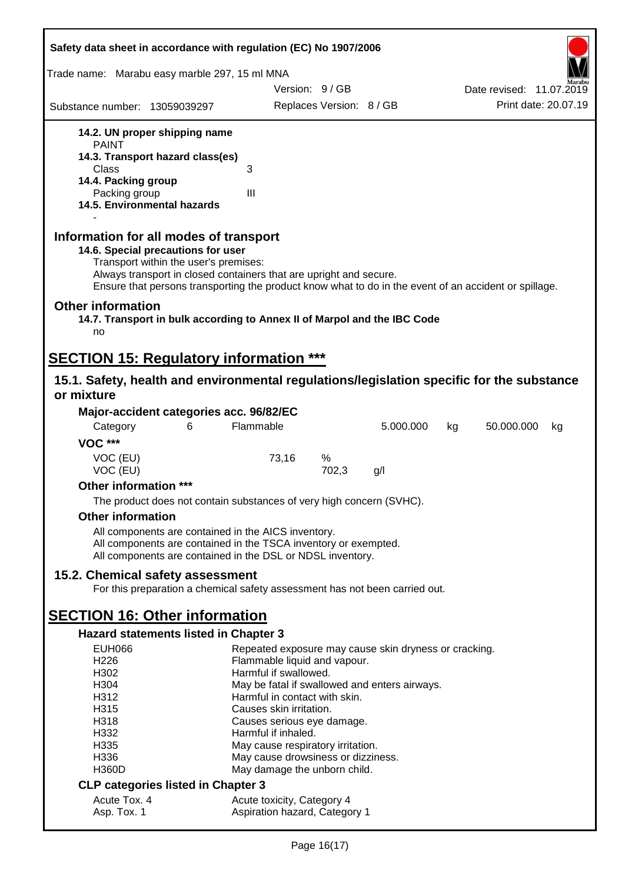**14.2. UN proper shipping name**
PAINT

**14.3. Transport hazard class(es)**

Class 3

**14.4. Packing group**

Packing group III

**14.5. Environmental hazards**

-

## Information for all modes of transport

**14.6. Special precautions for user**

Transport within the user's premises:
Always transport in closed containers that are upright and secure.
Ensure that persons transporting the product know what to do in the event of an accident or spillage.

## Other information

**14.7. Transport in bulk according to Annex II of Marpol and the IBC Code**

no

# SECTION 15: Regulatory information ***

## 15.1. Safety, health and environmental regulations/legislation specific for the substance or mixture

**Major-accident categories acc. 96/82/EC**

| Category | 6 | Flammable | 5.000.000 | kg | 50.000.000 | kg |
|---|---|---|---|---|---|---|

**VOC *****

| | | | |
|---|---|---|---|
| VOC (EU) | 73,16 | % | |
| VOC (EU) | | 702,3 | g/l |

**Other information *****

The product does not contain substances of very high concern (SVHC).

**Other information**

All components are contained in the AICS inventory.
All components are contained in the TSCA inventory or exempted.
All components are contained in the DSL or NDSL inventory.

## 15.2. Chemical safety assessment

For this preparation a chemical safety assessment has not been carried out.

# SECTION 16: Other information

**Hazard statements listed in Chapter 3**

| | |
|---|---|
| EUH066 | Repeated exposure may cause skin dryness or cracking. |
| H226 | Flammable liquid and vapour. |
| H302 | Harmful if swallowed. |
| H304 | May be fatal if swallowed and enters airways. |
| H312 | Harmful in contact with skin. |
| H315 | Causes skin irritation. |
| H318 | Causes serious eye damage. |
| H332 | Harmful if inhaled. |
| H335 | May cause respiratory irritation. |
| H336 | May cause drowsiness or dizziness. |
| H360D | May damage the unborn child. |

**CLP categories listed in Chapter 3**

| | |
|---|---|
| Acute Tox. 4 | Acute toxicity, Category 4 |
| Asp. Tox. 1 | Aspiration hazard, Category 1 |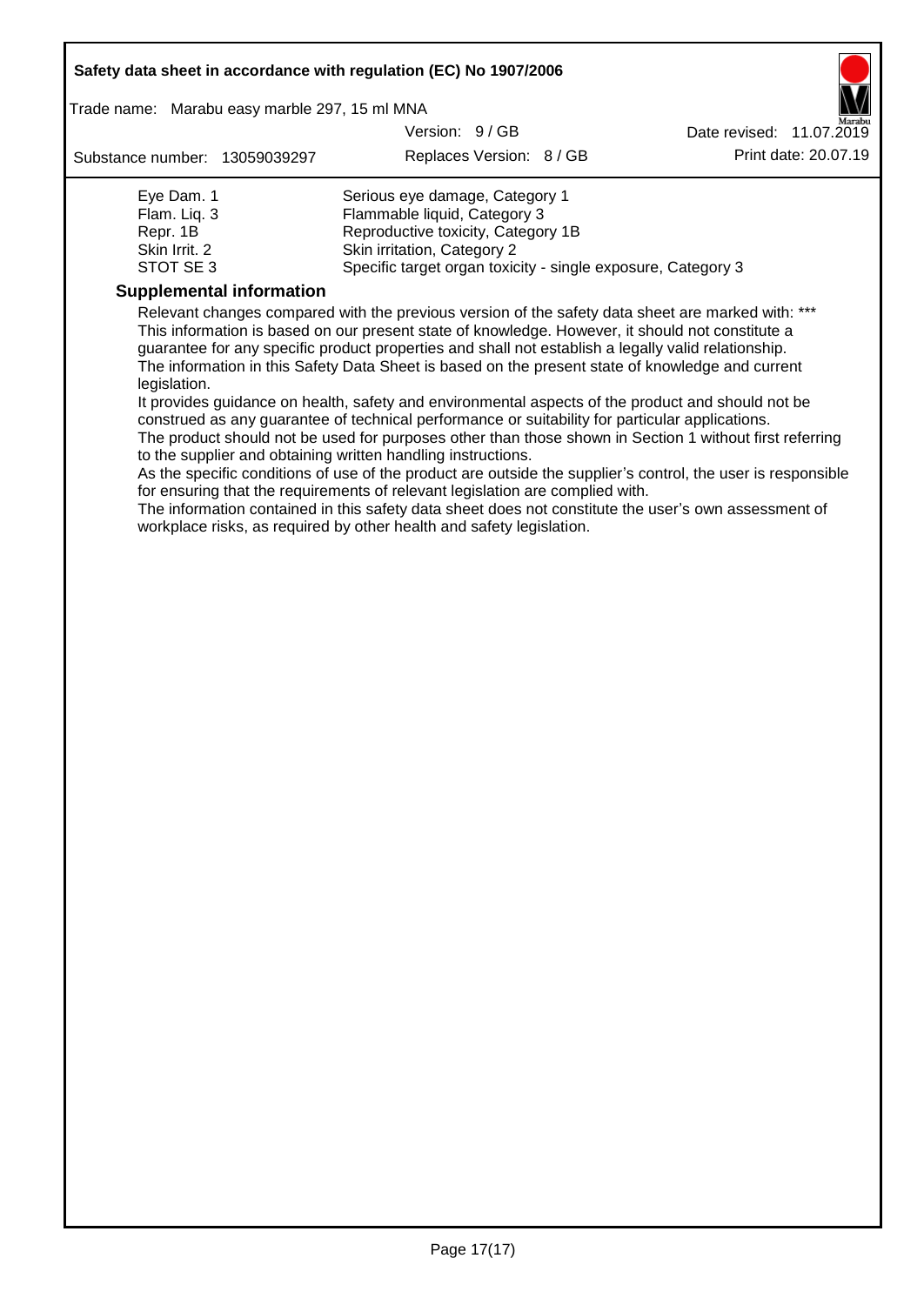| | |
|---|---|
| Eye Dam. 1 | Serious eye damage, Category 1 |
| Flam. Liq. 3 | Flammable liquid, Category 3 |
| Repr. 1B | Reproductive toxicity, Category 1B |
| Skin Irrit. 2 | Skin irritation, Category 2 |
| STOT SE 3 | Specific target organ toxicity - single exposure, Category 3 |

## Supplemental information

Relevant changes compared with the previous version of the safety data sheet are marked with: ***
This information is based on our present state of knowledge. However, it should not constitute a guarantee for any specific product properties and shall not establish a legally valid relationship.
The information in this Safety Data Sheet is based on the present state of knowledge and current legislation.
It provides guidance on health, safety and environmental aspects of the product and should not be construed as any guarantee of technical performance or suitability for particular applications.
The product should not be used for purposes other than those shown in Section 1 without first referring to the supplier and obtaining written handling instructions.
As the specific conditions of use of the product are outside the supplier's control, the user is responsible for ensuring that the requirements of relevant legislation are complied with.
The information contained in this safety data sheet does not constitute the user's own assessment of workplace risks, as required by other health and safety legislation.